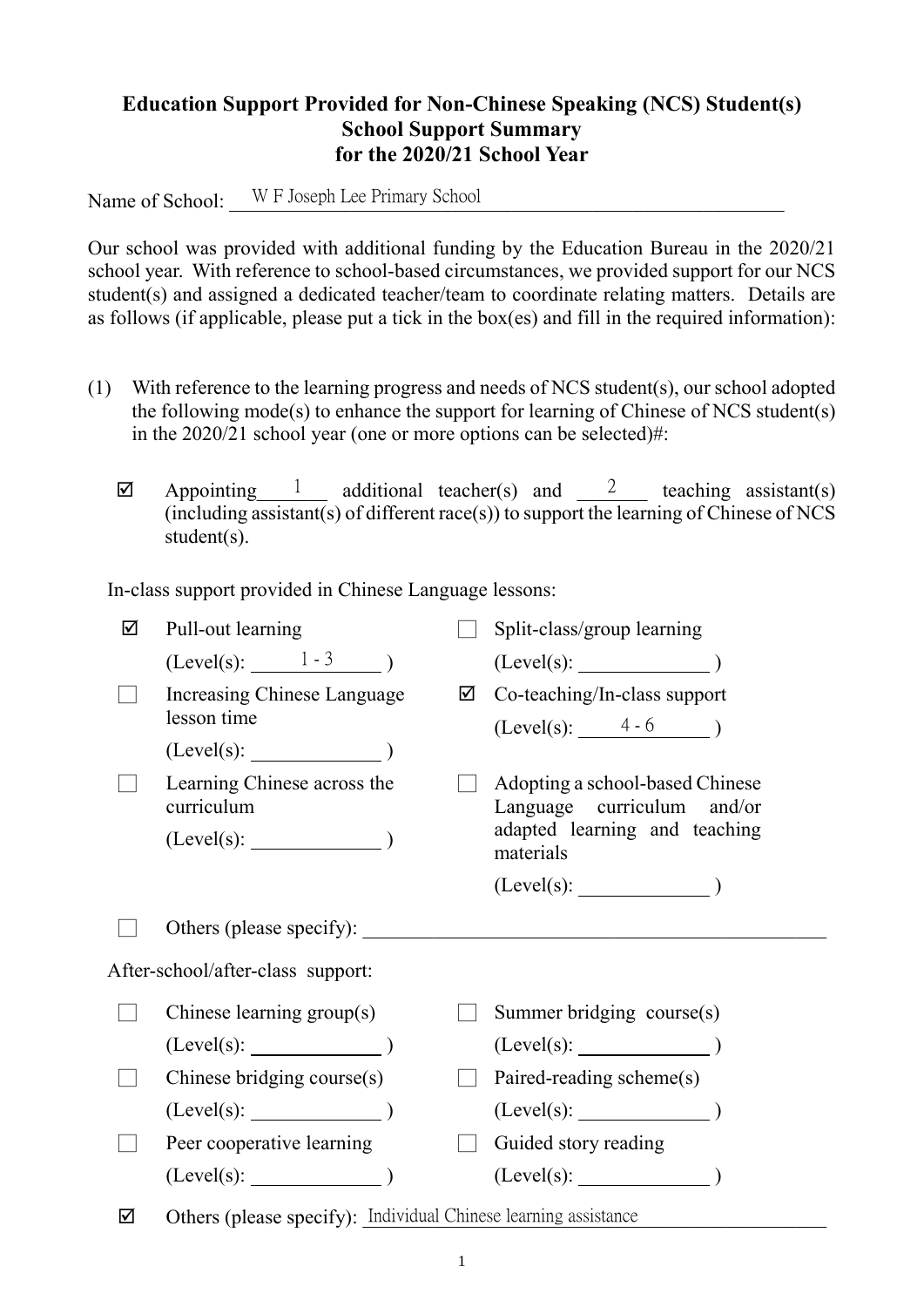**Education Support Provided for Non-Chinese Speaking (NCS) Student(s)**
**School Support Summary**
**for the 2020/21 School Year**

Name of School: W F Joseph Lee Primary School

Our school was provided with additional funding by the Education Bureau in the 2020/21 school year. With reference to school-based circumstances, we provided support for our NCS student(s) and assigned a dedicated teacher/team to coordinate relating matters. Details are as follows (if applicable, please put a tick in the box(es) and fill in the required information):

(1) With reference to the learning progress and needs of NCS student(s), our school adopted the following mode(s) to enhance the support for learning of Chinese of NCS student(s) in the 2020/21 school year (one or more options can be selected)#:

☑ Appointing 1 additional teacher(s) and 2 teaching assistant(s) (including assistant(s) of different race(s)) to support the learning of Chinese of NCS student(s).

In-class support provided in Chinese Language lessons:

☑ Pull-out learning (Level(s): 1 - 3 )

☐ Split-class/group learning (Level(s): ______ )

☐ Increasing Chinese Language lesson time (Level(s): ______ )

☑ Co-teaching/In-class support (Level(s): 4 - 6 )

☐ Learning Chinese across the curriculum (Level(s): ______ )

☐ Adopting a school-based Chinese Language curriculum and/or adapted learning and teaching materials (Level(s): ______ )

☐ Others (please specify): ______

After-school/after-class support:

☐ Chinese learning group(s) (Level(s): ______ )

☐ Summer bridging course(s) (Level(s): ______ )

☐ Chinese bridging course(s) (Level(s): ______ )

☐ Paired-reading scheme(s) (Level(s): ______ )

☐ Peer cooperative learning (Level(s): ______ )

☐ Guided story reading (Level(s): ______ )

☑ Others (please specify): Individual Chinese learning assistance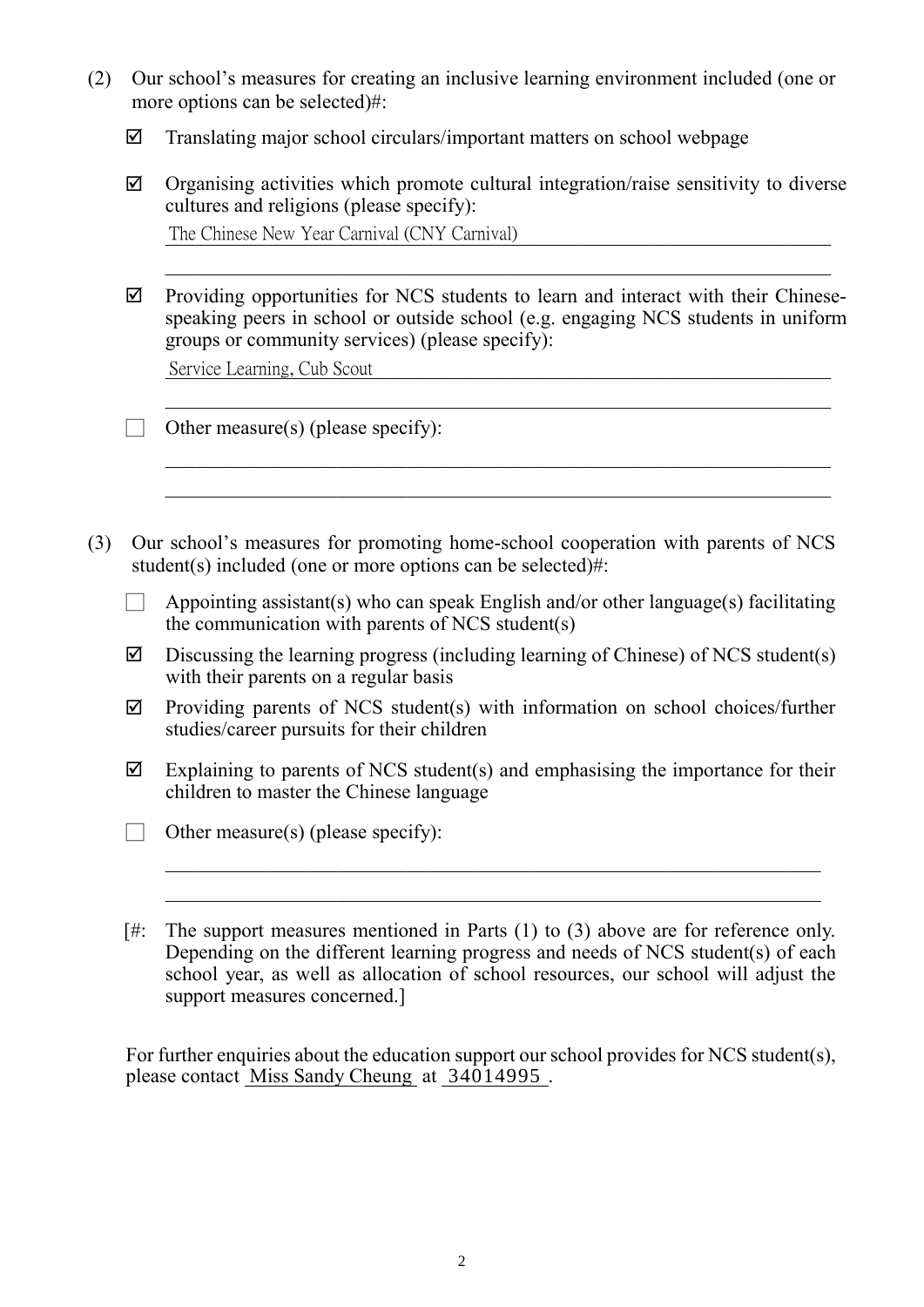(2) Our school's measures for creating an inclusive learning environment included (one or more options can be selected)#:

- ☑ Translating major school circulars/important matters on school webpage
- ☑ Organising activities which promote cultural integration/raise sensitivity to diverse cultures and religions (please specify):
  The Chinese New Year Carnival (CNY Carnival)
- ☑ Providing opportunities for NCS students to learn and interact with their Chinese-speaking peers in school or outside school (e.g. engaging NCS students in uniform groups or community services) (please specify):
  Service Learning, Cub Scout
- ☐ Other measure(s) (please specify):

(3) Our school's measures for promoting home-school cooperation with parents of NCS student(s) included (one or more options can be selected)#:

- ☐ Appointing assistant(s) who can speak English and/or other language(s) facilitating the communication with parents of NCS student(s)
- ☑ Discussing the learning progress (including learning of Chinese) of NCS student(s) with their parents on a regular basis
- ☑ Providing parents of NCS student(s) with information on school choices/further studies/career pursuits for their children
- ☑ Explaining to parents of NCS student(s) and emphasising the importance for their children to master the Chinese language
- ☐ Other measure(s) (please specify):

[#: The support measures mentioned in Parts (1) to (3) above are for reference only. Depending on the different learning progress and needs of NCS student(s) of each school year, as well as allocation of school resources, our school will adjust the support measures concerned.]

For further enquiries about the education support our school provides for NCS student(s), please contact Miss Sandy Cheung at 34014995 .